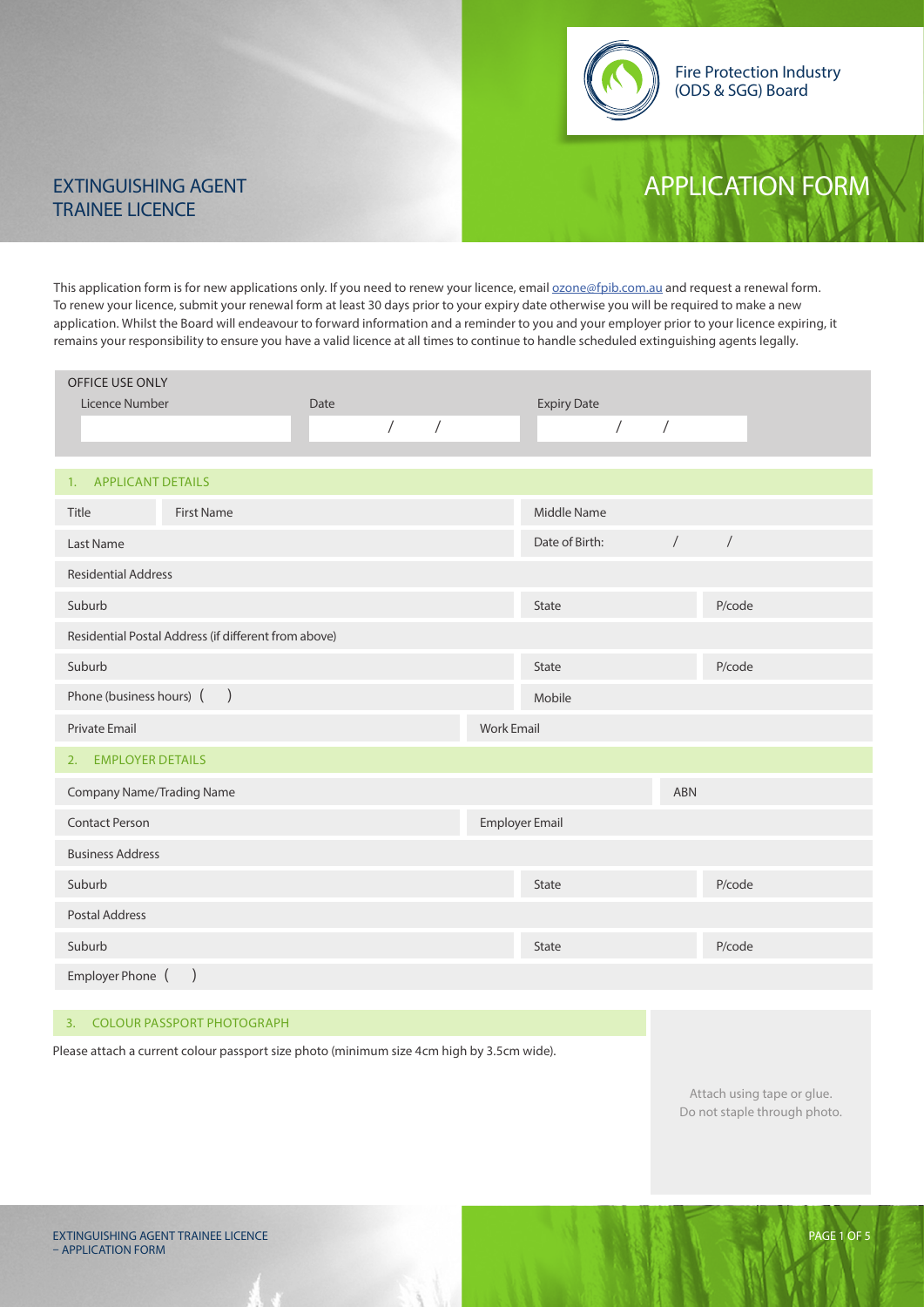Fire Protection Industry (ODS & SGG) Board

# EXTINGUISHING AGENT TRAINEE LICENCE

# APPLICATION FORM

This application form is for new applications only. If you need to renew your licence, email ozone@fpib.com.au and request a renewal form. To renew your licence, submit your renewal form at least 30 days prior to your expiry date otherwise you will be required to make a new application. Whilst the Board will endeavour to forward information and a reminder to you and your employer prior to your licence expiring, it remains your responsibility to ensure you have a valid licence at all times to continue to handle scheduled extinguishing agents legally.

| OFFICE USE ONLY | | |
|---|---|---|
| Licence Number | Date | Expiry Date |
| | / / | / / |

## 1. APPLICANT DETAILS

| | | | |
|---|---|---|---|
| Title | First Name | Middle Name | |
| Last Name | | Date of Birth: / / | |
| Residential Address | | | |
| Suburb | | State | P/code |
| Residential Postal Address (if different from above) | | | |
| Suburb | | State | P/code |
| Phone (business hours) ( ) | | Mobile | |
| Private Email | | Work Email | |

## 2. EMPLOYER DETAILS

| | | | |
|---|---|---|---|
| Company Name/Trading Name | | ABN | |
| Contact Person | | Employer Email | |
| Business Address | | | |
| Suburb | | State | P/code |
| Postal Address | | | |
| Suburb | | State | P/code |
| Employer Phone ( ) | | | |

## 3. COLOUR PASSPORT PHOTOGRAPH

Please attach a current colour passport size photo (minimum size 4cm high by 3.5cm wide).

Attach using tape or glue. Do not staple through photo.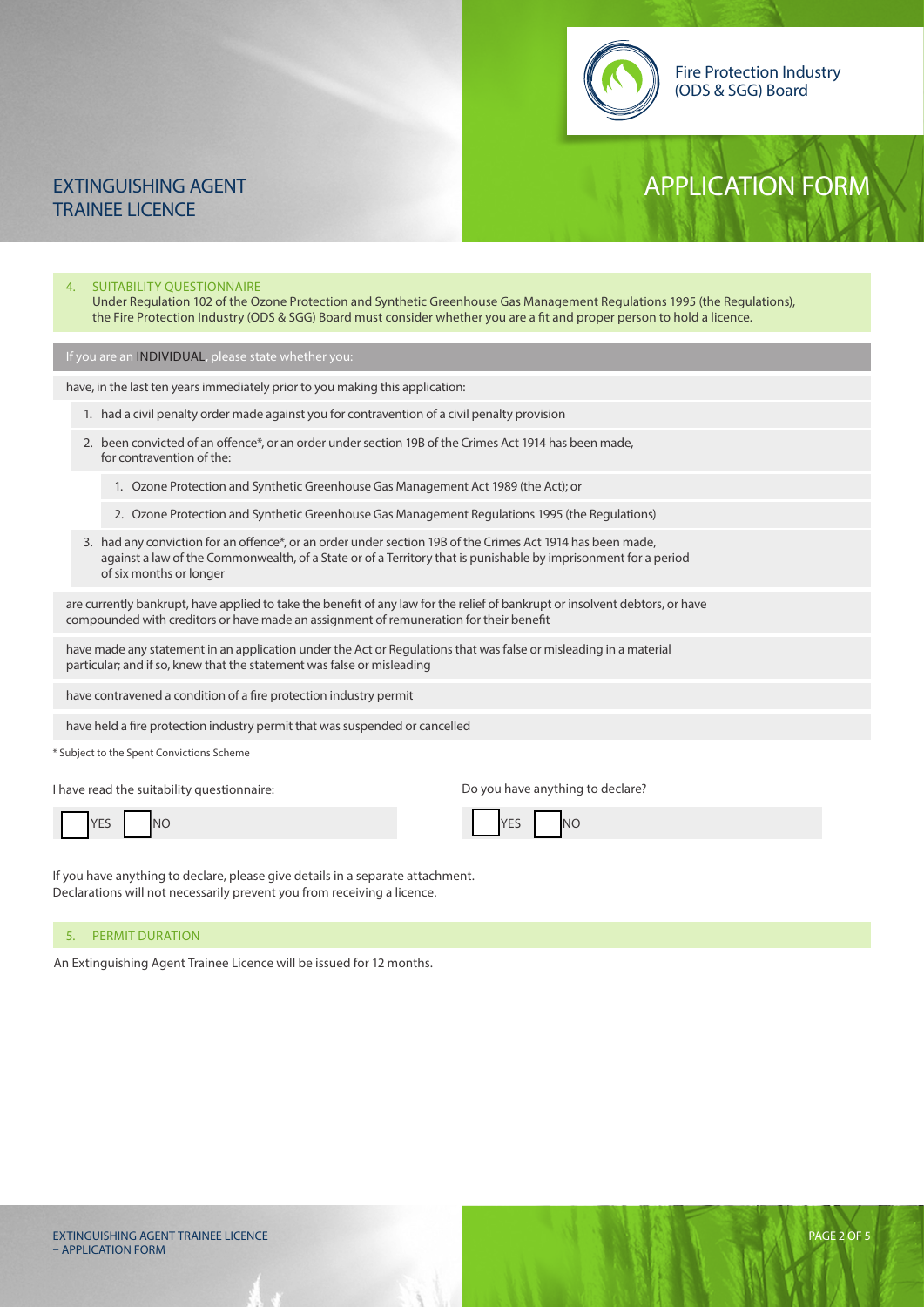# EXTINGUISHING AGENT TRAINEE LICENCE

# APPLICATION FORM

Fire Protection Industry (ODS & SGG) Board

## 4. SUITABILITY QUESTIONNAIRE

Under Regulation 102 of the Ozone Protection and Synthetic Greenhouse Gas Management Regulations 1995 (the Regulations), the Fire Protection Industry (ODS & SGG) Board must consider whether you are a fit and proper person to hold a licence.

**If you are an INDIVIDUAL, please state whether you:**

have, in the last ten years immediately prior to you making this application:

1. had a civil penalty order made against you for contravention of a civil penalty provision
2. been convicted of an offence*, or an order under section 19B of the Crimes Act 1914 has been made, for contravention of the:
   1. Ozone Protection and Synthetic Greenhouse Gas Management Act 1989 (the Act); or
   2. Ozone Protection and Synthetic Greenhouse Gas Management Regulations 1995 (the Regulations)
3. had any conviction for an offence*, or an order under section 19B of the Crimes Act 1914 has been made, against a law of the Commonwealth, of a State or of a Territory that is punishable by imprisonment for a period of six months or longer

are currently bankrupt, have applied to take the benefit of any law for the relief of bankrupt or insolvent debtors, or have compounded with creditors or have made an assignment of remuneration for their benefit

have made any statement in an application under the Act or Regulations that was false or misleading in a material particular; and if so, knew that the statement was false or misleading

have contravened a condition of a fire protection industry permit

have held a fire protection industry permit that was suspended or cancelled

* Subject to the Spent Convictions Scheme

I have read the suitability questionnaire:

☐ YES ☐ NO

Do you have anything to declare?

☐ YES ☐ NO

If you have anything to declare, please give details in a separate attachment.
Declarations will not necessarily prevent you from receiving a licence.

## 5. PERMIT DURATION

An Extinguishing Agent Trainee Licence will be issued for 12 months.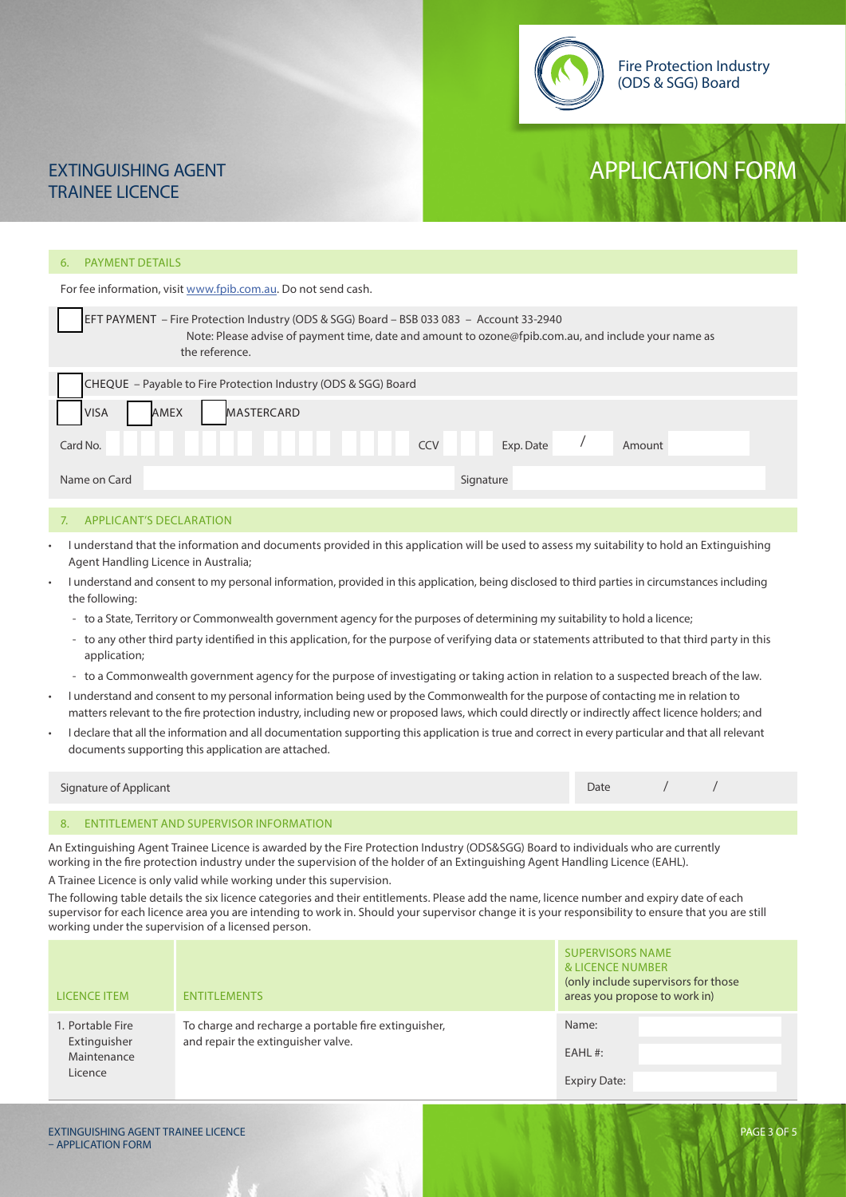Fire Protection Industry (ODS & SGG) Board

# EXTINGUISHING AGENT TRAINEE LICENCE

# APPLICATION FORM

## 6. PAYMENT DETAILS

For fee information, visit www.fpib.com.au. Do not send cash.

☐ EFT PAYMENT – Fire Protection Industry (ODS & SGG) Board – BSB 033 083 – Account 33-2940
Note: Please advise of payment time, date and amount to ozone@fpib.com.au, and include your name as the reference.

☐ CHEQUE – Payable to Fire Protection Industry (ODS & SGG) Board

☐ VISA ☐ AMEX ☐ MASTERCARD

Card No. ____ ____ ____ ____ CCV ___ Exp. Date __ / __ Amount ______

Name on Card ______________ Signature ______________

## 7. APPLICANT'S DECLARATION

- I understand that the information and documents provided in this application will be used to assess my suitability to hold an Extinguishing Agent Handling Licence in Australia;
- I understand and consent to my personal information, provided in this application, being disclosed to third parties in circumstances including the following:
  - to a State, Territory or Commonwealth government agency for the purposes of determining my suitability to hold a licence;
  - to any other third party identified in this application, for the purpose of verifying data or statements attributed to that third party in this application;
  - to a Commonwealth government agency for the purpose of investigating or taking action in relation to a suspected breach of the law.
- I understand and consent to my personal information being used by the Commonwealth for the purpose of contacting me in relation to matters relevant to the fire protection industry, including new or proposed laws, which could directly or indirectly affect licence holders; and
- I declare that all the information and all documentation supporting this application is true and correct in every particular and that all relevant documents supporting this application are attached.

Signature of Applicant ______________ Date __ / __ / __

## 8. ENTITLEMENT AND SUPERVISOR INFORMATION

An Extinguishing Agent Trainee Licence is awarded by the Fire Protection Industry (ODS&SGG) Board to individuals who are currently working in the fire protection industry under the supervision of the holder of an Extinguishing Agent Handling Licence (EAHL).

A Trainee Licence is only valid while working under this supervision.

The following table details the six licence categories and their entitlements. Please add the name, licence number and expiry date of each supervisor for each licence area you are intending to work in. Should your supervisor change it is your responsibility to ensure that you are still working under the supervision of a licensed person.

| LICENCE ITEM | ENTITLEMENTS | SUPERVISORS NAME & LICENCE NUMBER (only include supervisors for those areas you propose to work in) |
|---|---|---|
| 1. Portable Fire Extinguisher Maintenance Licence | To charge and recharge a portable fire extinguisher, and repair the extinguisher valve. | Name:<br>EAHL #:<br>Expiry Date: |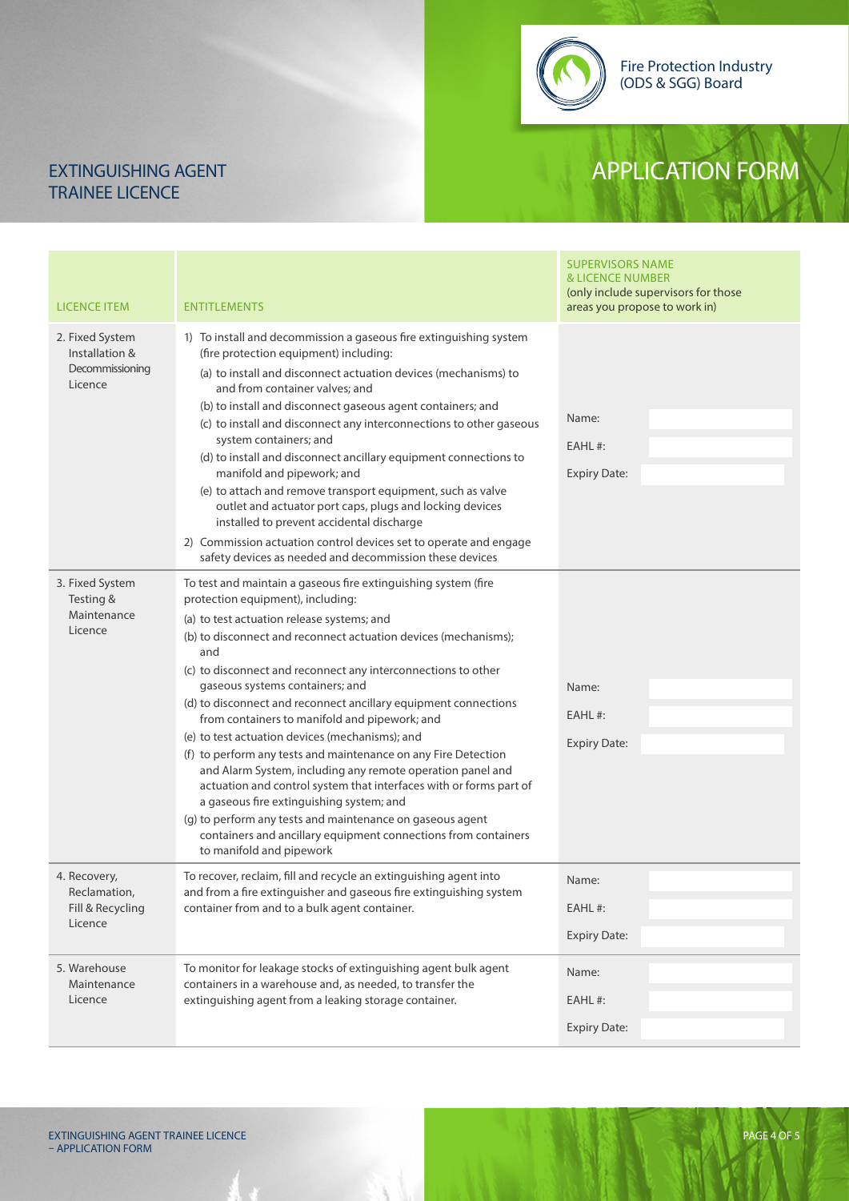Fire Protection Industry (ODS & SGG) Board

# EXTINGUISHING AGENT TRAINEE LICENCE

# APPLICATION FORM

| LICENCE ITEM | ENTITLEMENTS | SUPERVISORS NAME & LICENCE NUMBER (only include supervisors for those areas you propose to work in) |
|---|---|---|
| 2. Fixed System Installation & Decommissioning Licence | 1) To install and decommission a gaseous fire extinguishing system (fire protection equipment) including:<br>(a) to install and disconnect actuation devices (mechanisms) to and from container valves; and<br>(b) to install and disconnect gaseous agent containers; and<br>(c) to install and disconnect any interconnections to other gaseous system containers; and<br>(d) to install and disconnect ancillary equipment connections to manifold and pipework; and<br>(e) to attach and remove transport equipment, such as valve outlet and actuator port caps, plugs and locking devices installed to prevent accidental discharge<br>2) Commission actuation control devices set to operate and engage safety devices as needed and decommission these devices | Name:<br>EAHL #:<br>Expiry Date: |
| 3. Fixed System Testing & Maintenance Licence | To test and maintain a gaseous fire extinguishing system (fire protection equipment), including:<br>(a) to test actuation release systems; and<br>(b) to disconnect and reconnect actuation devices (mechanisms); and<br>(c) to disconnect and reconnect any interconnections to other gaseous systems containers; and<br>(d) to disconnect and reconnect ancillary equipment connections from containers to manifold and pipework; and<br>(e) to test actuation devices (mechanisms); and<br>(f) to perform any tests and maintenance on any Fire Detection and Alarm System, including any remote operation panel and actuation and control system that interfaces with or forms part of a gaseous fire extinguishing system; and<br>(g) to perform any tests and maintenance on gaseous agent containers and ancillary equipment connections from containers to manifold and pipework | Name:<br>EAHL #:<br>Expiry Date: |
| 4. Recovery, Reclamation, Fill & Recycling Licence | To recover, reclaim, fill and recycle an extinguishing agent into and from a fire extinguisher and gaseous fire extinguishing system container from and to a bulk agent container. | Name:<br>EAHL #:<br>Expiry Date: |
| 5. Warehouse Maintenance Licence | To monitor for leakage stocks of extinguishing agent bulk agent containers in a warehouse and, as needed, to transfer the extinguishing agent from a leaking storage container. | Name:<br>EAHL #:<br>Expiry Date: |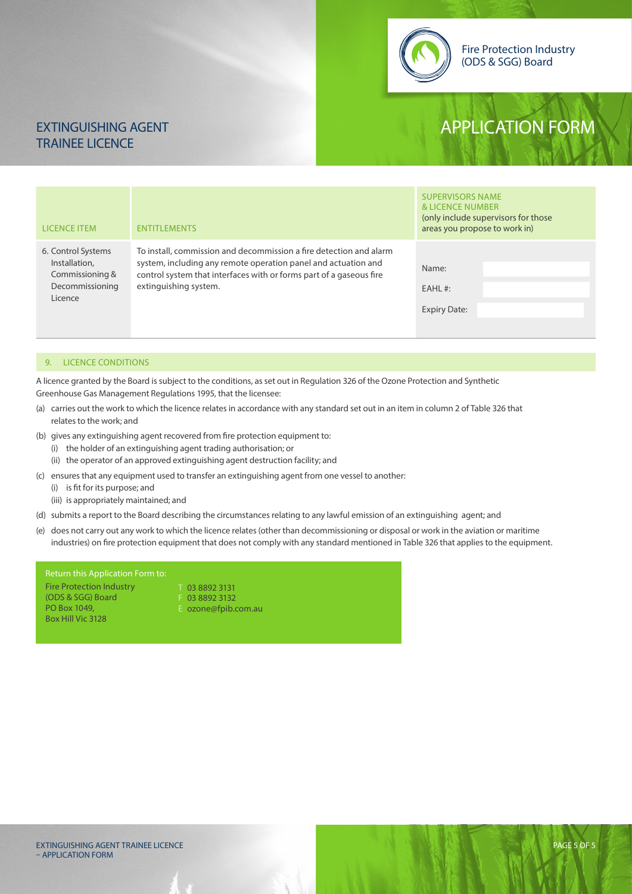Fire Protection Industry (ODS & SGG) Board

# EXTINGUISHING AGENT TRAINEE LICENCE

# APPLICATION FORM

| LICENCE ITEM | ENTITLEMENTS | SUPERVISORS NAME & LICENCE NUMBER (only include supervisors for those areas you propose to work in) |
|---|---|---|
| 6. Control Systems Installation, Commissioning & Decommissioning Licence | To install, commission and decommission a fire detection and alarm system, including any remote operation panel and actuation and control system that interfaces with or forms part of a gaseous fire extinguishing system. | Name:<br>EAHL #:<br>Expiry Date: |

## 9. LICENCE CONDITIONS

A licence granted by the Board is subject to the conditions, as set out in Regulation 326 of the Ozone Protection and Synthetic Greenhouse Gas Management Regulations 1995, that the licensee:

(a) carries out the work to which the licence relates in accordance with any standard set out in an item in column 2 of Table 326 that relates to the work; and

(b) gives any extinguishing agent recovered from fire protection equipment to:
   (i) the holder of an extinguishing agent trading authorisation; or
   (ii) the operator of an approved extinguishing agent destruction facility; and

(c) ensures that any equipment used to transfer an extinguishing agent from one vessel to another:
   (i) is fit for its purpose; and
   (iii) is appropriately maintained; and

(d) submits a report to the Board describing the circumstances relating to any lawful emission of an extinguishing agent; and

(e) does not carry out any work to which the licence relates (other than decommissioning or disposal or work in the aviation or maritime industries) on fire protection equipment that does not comply with any standard mentioned in Table 326 that applies to the equipment.

**Return this Application Form to:**

Fire Protection Industry
(ODS & SGG) Board
PO Box 1049,
Box Hill Vic 3128

T 03 8892 3131
F 03 8892 3132
E ozone@fpib.com.au